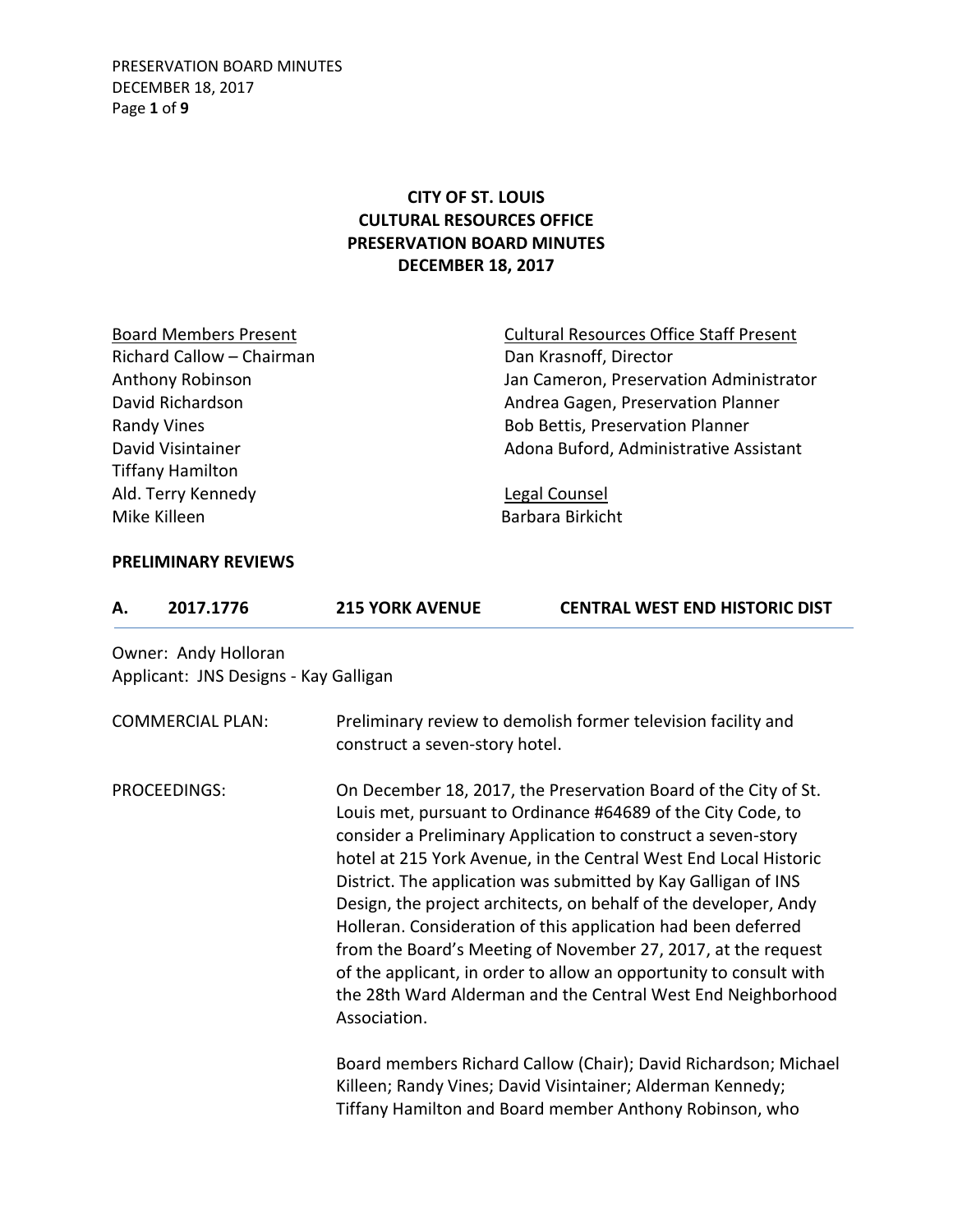# CITY OF ST. LOUIS
# CULTURAL RESOURCES OFFICE
# PRESERVATION BOARD MINUTES
# DECEMBER 18, 2017

<u>Board Members Present</u>
Richard Callow – Chairman
Anthony Robinson
David Richardson
Randy Vines
David Visintainer
Tiffany Hamilton
Ald. Terry Kennedy
Mike Killeen

<u>Cultural Resources Office Staff Present</u>
Dan Krasnoff, Director
Jan Cameron, Preservation Administrator
Andrea Gagen, Preservation Planner
Bob Bettis, Preservation Planner
Adona Buford, Administrative Assistant

<u>Legal Counsel</u>
Barbara Birkicht

**PRELIMINARY REVIEWS**

**A. 2017.1776 215 YORK AVENUE CENTRAL WEST END HISTORIC DIST**

Owner: Andy Holloran
Applicant: JNS Designs - Kay Galligan

COMMERCIAL PLAN: Preliminary review to demolish former television facility and construct a seven-story hotel.

PROCEEDINGS: On December 18, 2017, the Preservation Board of the City of St. Louis met, pursuant to Ordinance #64689 of the City Code, to consider a Preliminary Application to construct a seven-story hotel at 215 York Avenue, in the Central West End Local Historic District. The application was submitted by Kay Galligan of INS Design, the project architects, on behalf of the developer, Andy Holleran. Consideration of this application had been deferred from the Board's Meeting of November 27, 2017, at the request of the applicant, in order to allow an opportunity to consult with the 28th Ward Alderman and the Central West End Neighborhood Association.

Board members Richard Callow (Chair); David Richardson; Michael Killeen; Randy Vines; David Visintainer; Alderman Kennedy; Tiffany Hamilton and Board member Anthony Robinson, who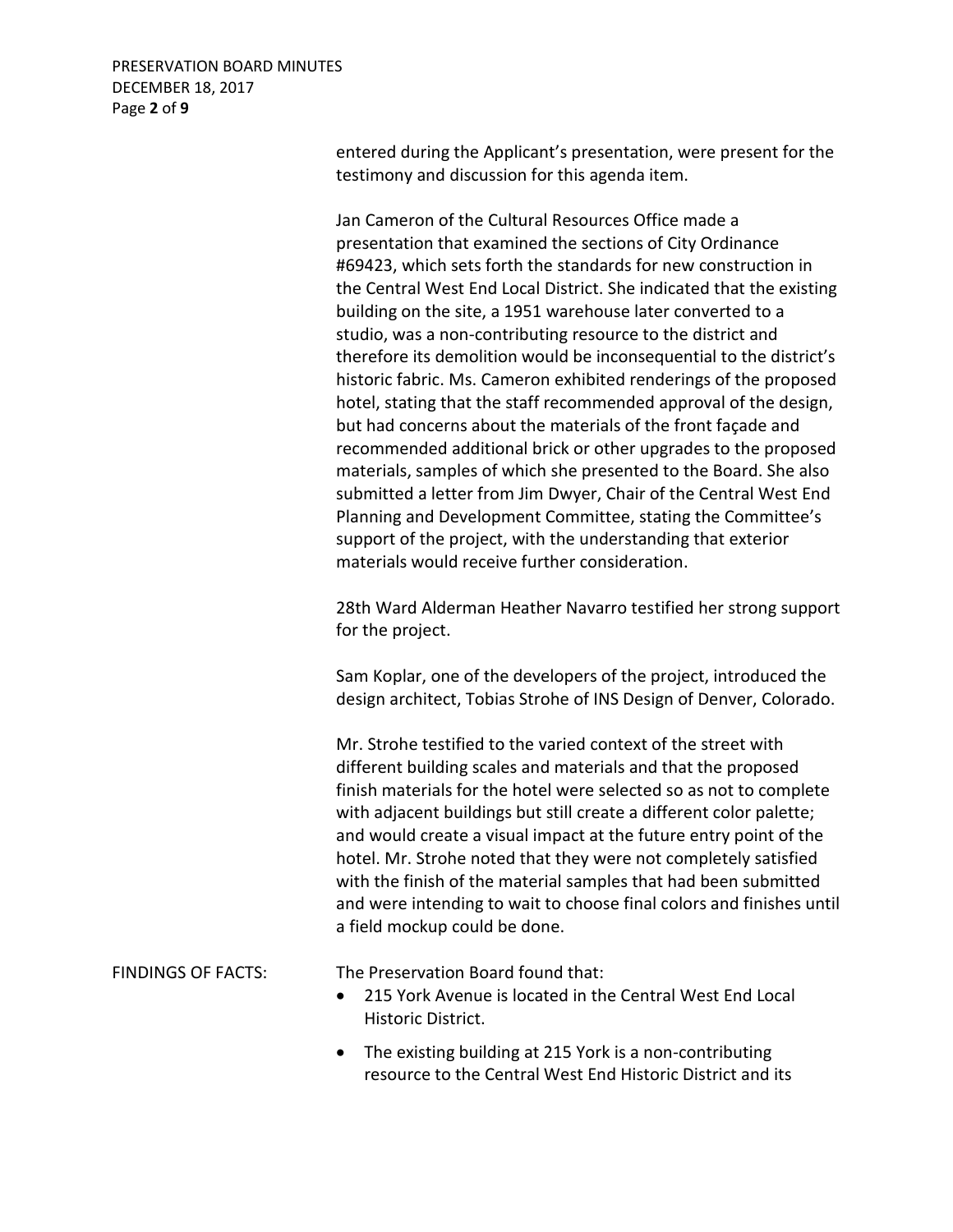entered during the Applicant's presentation, were present for the testimony and discussion for this agenda item.

Jan Cameron of the Cultural Resources Office made a presentation that examined the sections of City Ordinance #69423, which sets forth the standards for new construction in the Central West End Local District. She indicated that the existing building on the site, a 1951 warehouse later converted to a studio, was a non-contributing resource to the district and therefore its demolition would be inconsequential to the district's historic fabric. Ms. Cameron exhibited renderings of the proposed hotel, stating that the staff recommended approval of the design, but had concerns about the materials of the front façade and recommended additional brick or other upgrades to the proposed materials, samples of which she presented to the Board. She also submitted a letter from Jim Dwyer, Chair of the Central West End Planning and Development Committee, stating the Committee's support of the project, with the understanding that exterior materials would receive further consideration.

28th Ward Alderman Heather Navarro testified her strong support for the project.

Sam Koplar, one of the developers of the project, introduced the design architect, Tobias Strohe of INS Design of Denver, Colorado.

Mr. Strohe testified to the varied context of the street with different building scales and materials and that the proposed finish materials for the hotel were selected so as not to complete with adjacent buildings but still create a different color palette; and would create a visual impact at the future entry point of the hotel. Mr. Strohe noted that they were not completely satisfied with the finish of the material samples that had been submitted and were intending to wait to choose final colors and finishes until a field mockup could be done.

FINDINGS OF FACTS: The Preservation Board found that:

- 215 York Avenue is located in the Central West End Local Historic District.
- The existing building at 215 York is a non-contributing resource to the Central West End Historic District and its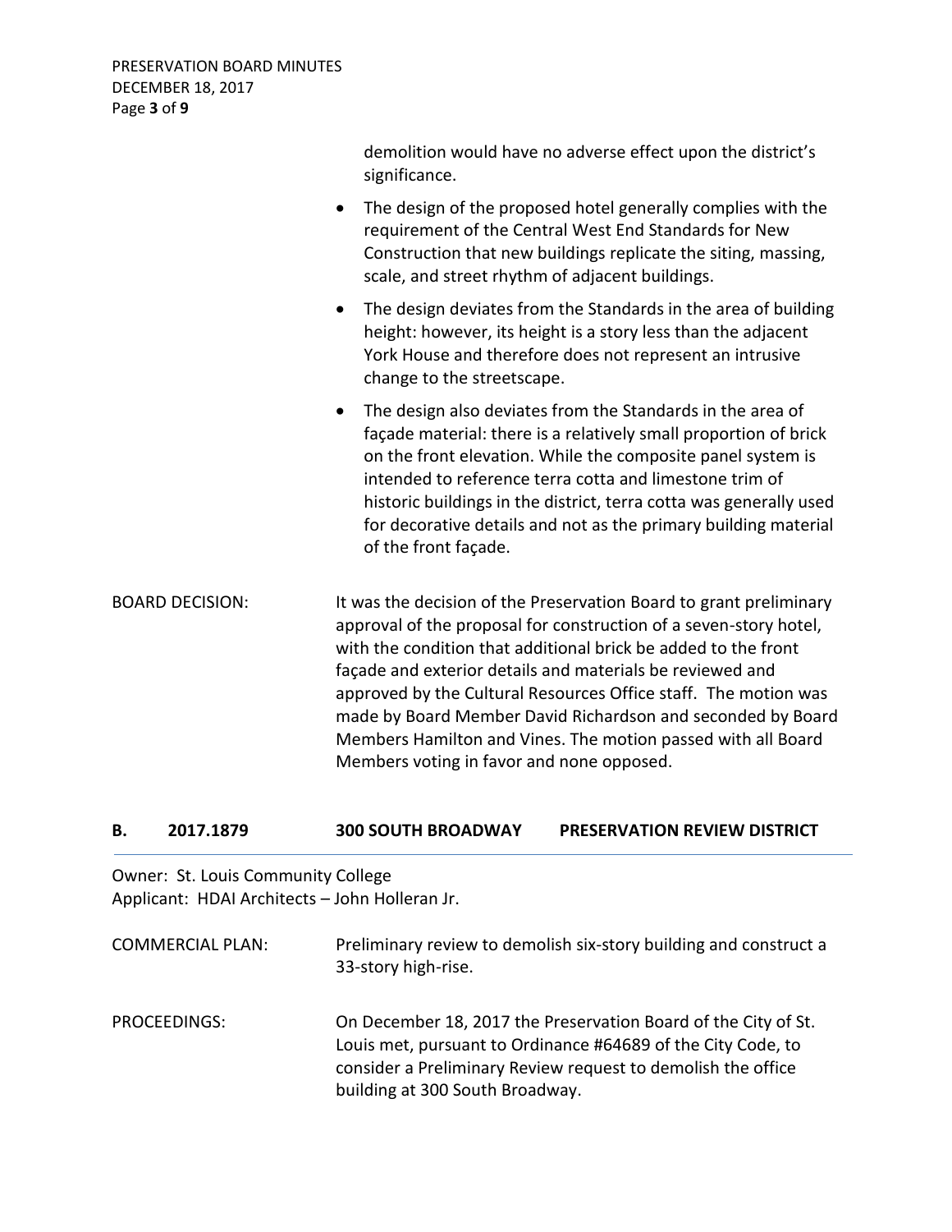demolition would have no adverse effect upon the district's significance.

- The design of the proposed hotel generally complies with the requirement of the Central West End Standards for New Construction that new buildings replicate the siting, massing, scale, and street rhythm of adjacent buildings.
- The design deviates from the Standards in the area of building height: however, its height is a story less than the adjacent York House and therefore does not represent an intrusive change to the streetscape.
- The design also deviates from the Standards in the area of façade material: there is a relatively small proportion of brick on the front elevation. While the composite panel system is intended to reference terra cotta and limestone trim of historic buildings in the district, terra cotta was generally used for decorative details and not as the primary building material of the front façade.

BOARD DECISION: It was the decision of the Preservation Board to grant preliminary approval of the proposal for construction of a seven-story hotel, with the condition that additional brick be added to the front façade and exterior details and materials be reviewed and approved by the Cultural Resources Office staff. The motion was made by Board Member David Richardson and seconded by Board Members Hamilton and Vines. The motion passed with all Board Members voting in favor and none opposed.

## B. 2017.1879 300 SOUTH BROADWAY PRESERVATION REVIEW DISTRICT

Owner: St. Louis Community College
Applicant: HDAI Architects – John Holleran Jr.

COMMERCIAL PLAN: Preliminary review to demolish six-story building and construct a 33-story high-rise.

PROCEEDINGS: On December 18, 2017 the Preservation Board of the City of St. Louis met, pursuant to Ordinance #64689 of the City Code, to consider a Preliminary Review request to demolish the office building at 300 South Broadway.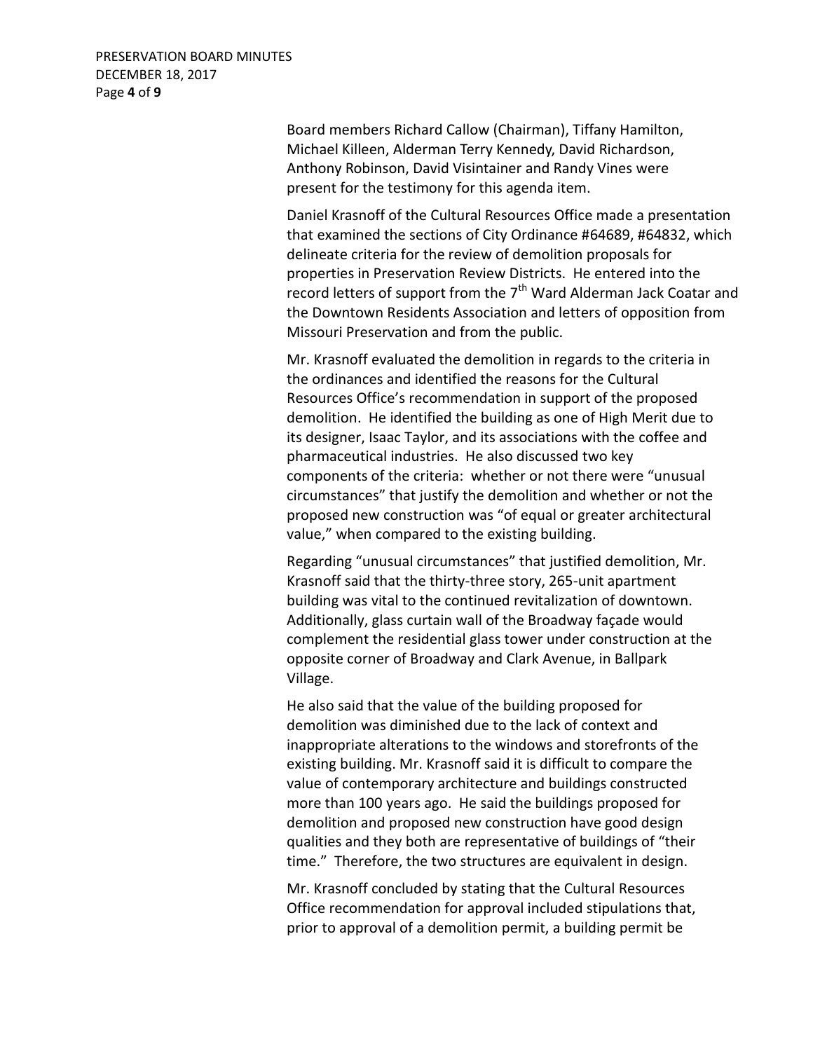Board members Richard Callow (Chairman), Tiffany Hamilton, Michael Killeen, Alderman Terry Kennedy, David Richardson, Anthony Robinson, David Visintainer and Randy Vines were present for the testimony for this agenda item.

Daniel Krasnoff of the Cultural Resources Office made a presentation that examined the sections of City Ordinance #64689, #64832, which delineate criteria for the review of demolition proposals for properties in Preservation Review Districts. He entered into the record letters of support from the 7th Ward Alderman Jack Coatar and the Downtown Residents Association and letters of opposition from Missouri Preservation and from the public.

Mr. Krasnoff evaluated the demolition in regards to the criteria in the ordinances and identified the reasons for the Cultural Resources Office's recommendation in support of the proposed demolition. He identified the building as one of High Merit due to its designer, Isaac Taylor, and its associations with the coffee and pharmaceutical industries. He also discussed two key components of the criteria: whether or not there were "unusual circumstances" that justify the demolition and whether or not the proposed new construction was "of equal or greater architectural value," when compared to the existing building.

Regarding "unusual circumstances" that justified demolition, Mr. Krasnoff said that the thirty-three story, 265-unit apartment building was vital to the continued revitalization of downtown. Additionally, glass curtain wall of the Broadway façade would complement the residential glass tower under construction at the opposite corner of Broadway and Clark Avenue, in Ballpark Village.

He also said that the value of the building proposed for demolition was diminished due to the lack of context and inappropriate alterations to the windows and storefronts of the existing building. Mr. Krasnoff said it is difficult to compare the value of contemporary architecture and buildings constructed more than 100 years ago. He said the buildings proposed for demolition and proposed new construction have good design qualities and they both are representative of buildings of "their time." Therefore, the two structures are equivalent in design.

Mr. Krasnoff concluded by stating that the Cultural Resources Office recommendation for approval included stipulations that, prior to approval of a demolition permit, a building permit be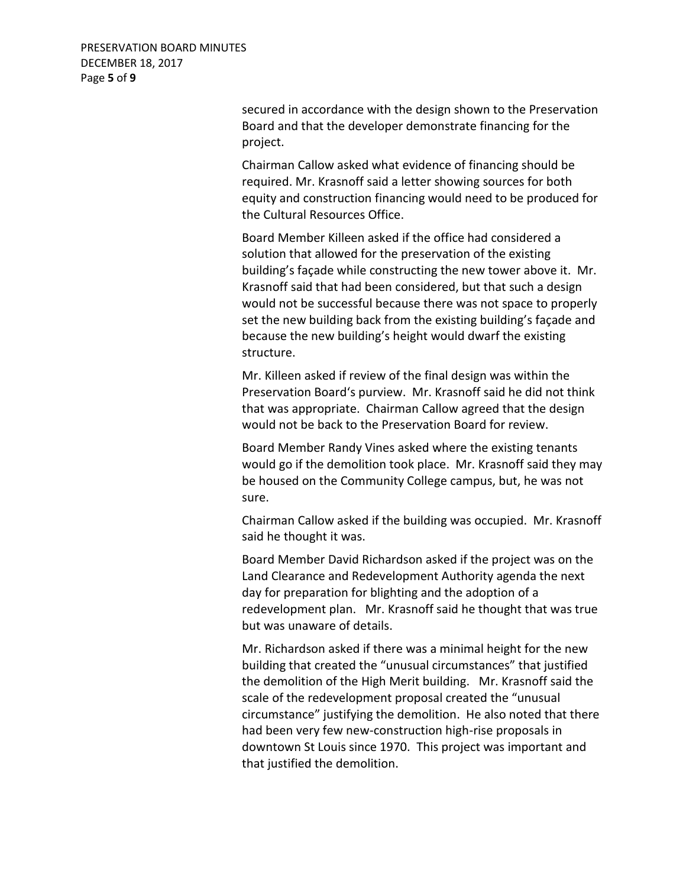secured in accordance with the design shown to the Preservation Board and that the developer demonstrate financing for the project.

Chairman Callow asked what evidence of financing should be required. Mr. Krasnoff said a letter showing sources for both equity and construction financing would need to be produced for the Cultural Resources Office.

Board Member Killeen asked if the office had considered a solution that allowed for the preservation of the existing building's façade while constructing the new tower above it. Mr. Krasnoff said that had been considered, but that such a design would not be successful because there was not space to properly set the new building back from the existing building's façade and because the new building's height would dwarf the existing structure.

Mr. Killeen asked if review of the final design was within the Preservation Board's purview. Mr. Krasnoff said he did not think that was appropriate. Chairman Callow agreed that the design would not be back to the Preservation Board for review.

Board Member Randy Vines asked where the existing tenants would go if the demolition took place. Mr. Krasnoff said they may be housed on the Community College campus, but, he was not sure.

Chairman Callow asked if the building was occupied. Mr. Krasnoff said he thought it was.

Board Member David Richardson asked if the project was on the Land Clearance and Redevelopment Authority agenda the next day for preparation for blighting and the adoption of a redevelopment plan. Mr. Krasnoff said he thought that was true but was unaware of details.

Mr. Richardson asked if there was a minimal height for the new building that created the "unusual circumstances" that justified the demolition of the High Merit building. Mr. Krasnoff said the scale of the redevelopment proposal created the "unusual circumstance" justifying the demolition. He also noted that there had been very few new-construction high-rise proposals in downtown St Louis since 1970. This project was important and that justified the demolition.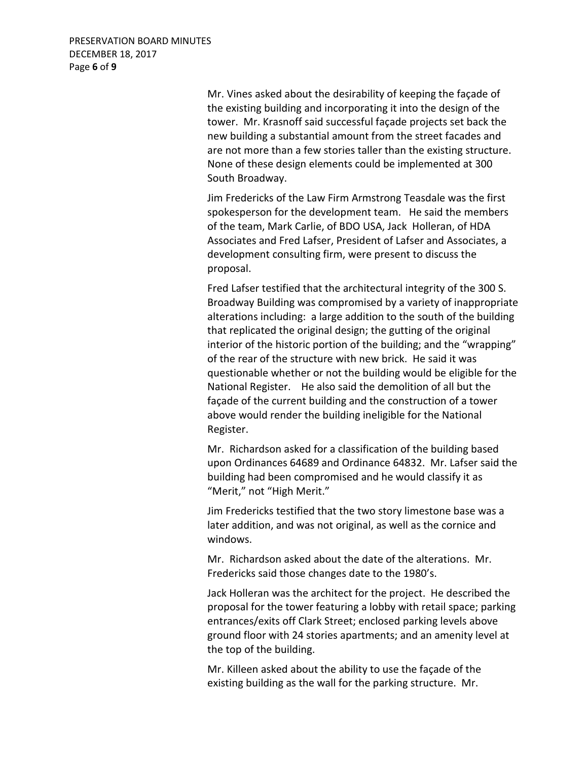Mr. Vines asked about the desirability of keeping the façade of the existing building and incorporating it into the design of the tower. Mr. Krasnoff said successful façade projects set back the new building a substantial amount from the street facades and are not more than a few stories taller than the existing structure. None of these design elements could be implemented at 300 South Broadway.

Jim Fredericks of the Law Firm Armstrong Teasdale was the first spokesperson for the development team. He said the members of the team, Mark Carlie, of BDO USA, Jack Holleran, of HDA Associates and Fred Lafser, President of Lafser and Associates, a development consulting firm, were present to discuss the proposal.

Fred Lafser testified that the architectural integrity of the 300 S. Broadway Building was compromised by a variety of inappropriate alterations including: a large addition to the south of the building that replicated the original design; the gutting of the original interior of the historic portion of the building; and the "wrapping" of the rear of the structure with new brick. He said it was questionable whether or not the building would be eligible for the National Register. He also said the demolition of all but the façade of the current building and the construction of a tower above would render the building ineligible for the National Register.

Mr. Richardson asked for a classification of the building based upon Ordinances 64689 and Ordinance 64832. Mr. Lafser said the building had been compromised and he would classify it as "Merit," not "High Merit."

Jim Fredericks testified that the two story limestone base was a later addition, and was not original, as well as the cornice and windows.

Mr. Richardson asked about the date of the alterations. Mr. Fredericks said those changes date to the 1980's.

Jack Holleran was the architect for the project. He described the proposal for the tower featuring a lobby with retail space; parking entrances/exits off Clark Street; enclosed parking levels above ground floor with 24 stories apartments; and an amenity level at the top of the building.

Mr. Killeen asked about the ability to use the façade of the existing building as the wall for the parking structure. Mr.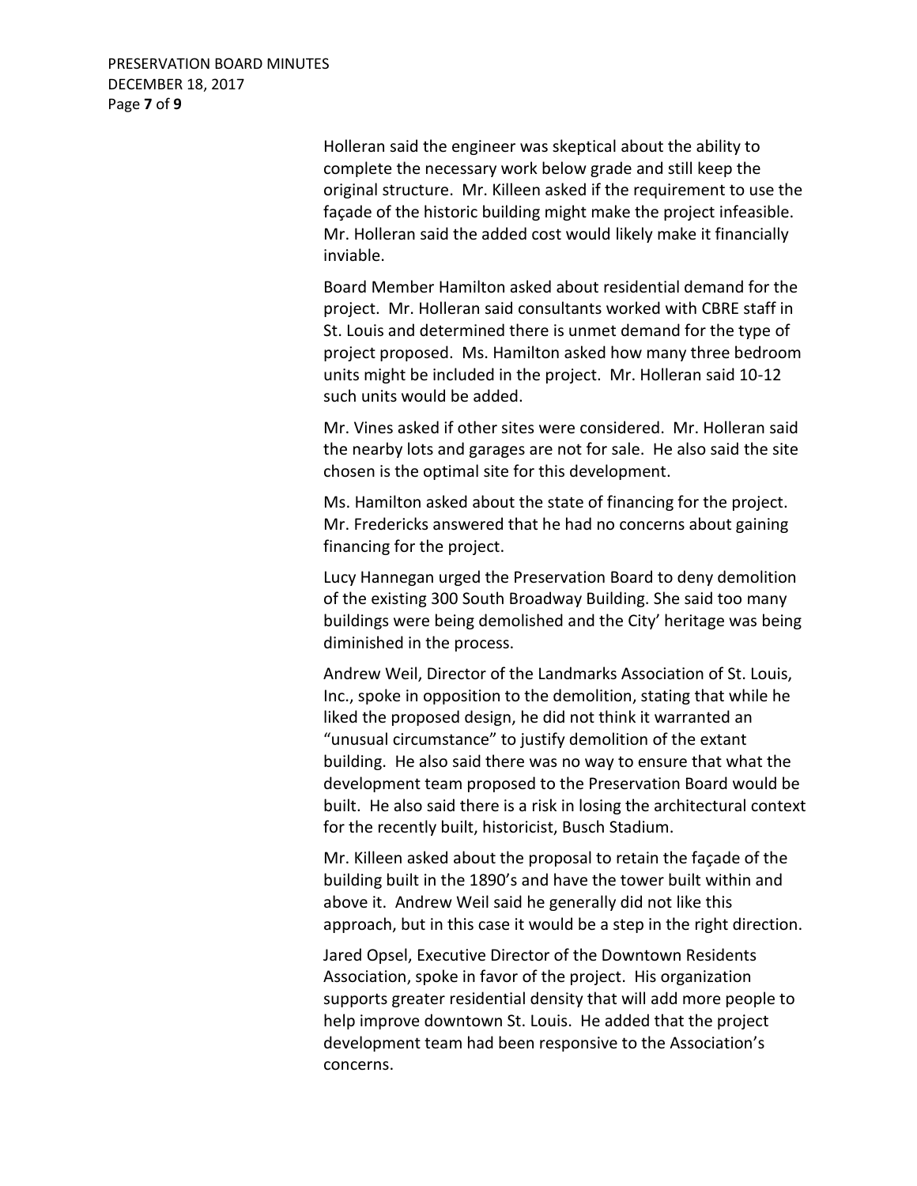Holleran said the engineer was skeptical about the ability to complete the necessary work below grade and still keep the original structure. Mr. Killeen asked if the requirement to use the façade of the historic building might make the project infeasible. Mr. Holleran said the added cost would likely make it financially inviable.

Board Member Hamilton asked about residential demand for the project. Mr. Holleran said consultants worked with CBRE staff in St. Louis and determined there is unmet demand for the type of project proposed. Ms. Hamilton asked how many three bedroom units might be included in the project. Mr. Holleran said 10-12 such units would be added.

Mr. Vines asked if other sites were considered. Mr. Holleran said the nearby lots and garages are not for sale. He also said the site chosen is the optimal site for this development.

Ms. Hamilton asked about the state of financing for the project. Mr. Fredericks answered that he had no concerns about gaining financing for the project.

Lucy Hannegan urged the Preservation Board to deny demolition of the existing 300 South Broadway Building. She said too many buildings were being demolished and the City' heritage was being diminished in the process.

Andrew Weil, Director of the Landmarks Association of St. Louis, Inc., spoke in opposition to the demolition, stating that while he liked the proposed design, he did not think it warranted an "unusual circumstance" to justify demolition of the extant building. He also said there was no way to ensure that what the development team proposed to the Preservation Board would be built. He also said there is a risk in losing the architectural context for the recently built, historicist, Busch Stadium.

Mr. Killeen asked about the proposal to retain the façade of the building built in the 1890's and have the tower built within and above it. Andrew Weil said he generally did not like this approach, but in this case it would be a step in the right direction.

Jared Opsel, Executive Director of the Downtown Residents Association, spoke in favor of the project. His organization supports greater residential density that will add more people to help improve downtown St. Louis. He added that the project development team had been responsive to the Association's concerns.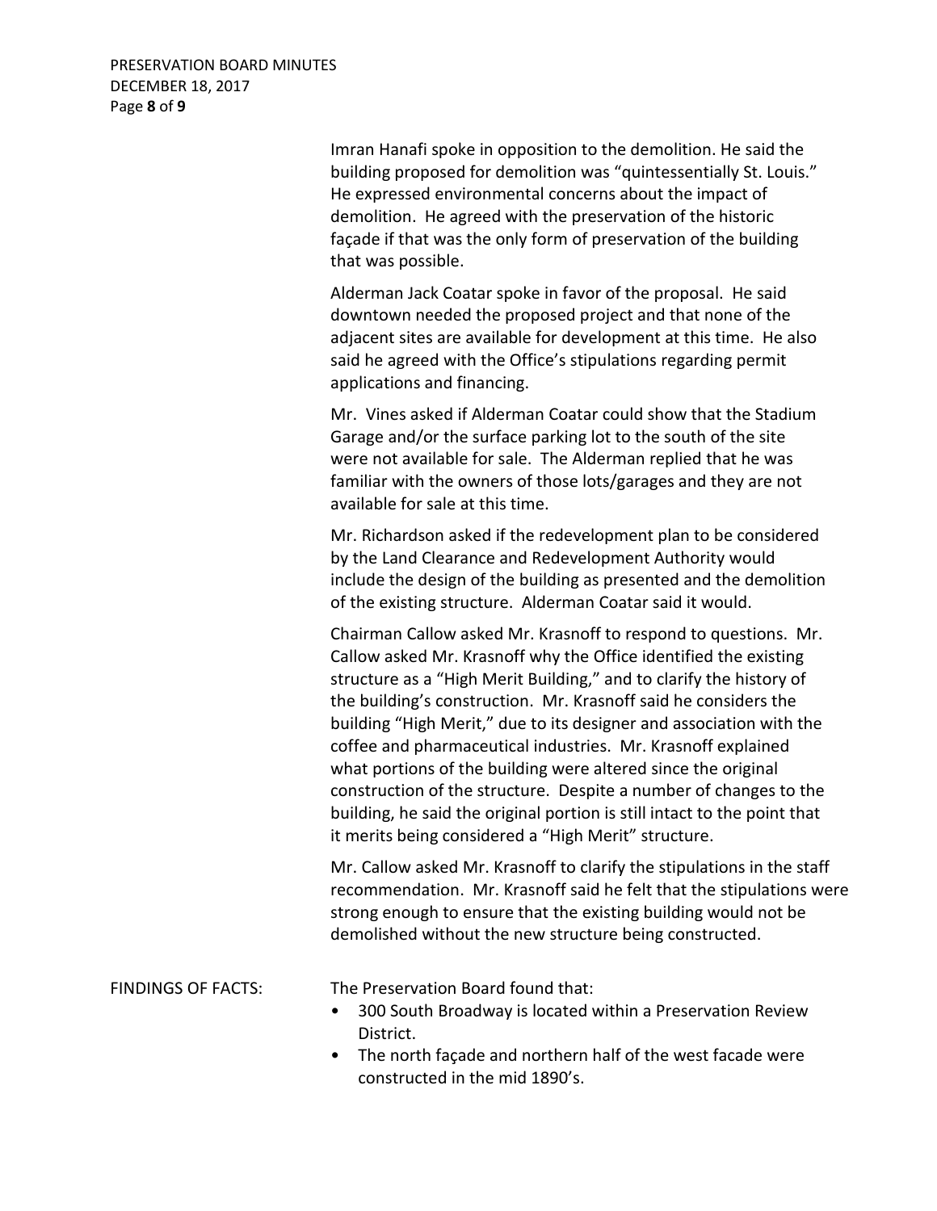Imran Hanafi spoke in opposition to the demolition. He said the building proposed for demolition was "quintessentially St. Louis." He expressed environmental concerns about the impact of demolition. He agreed with the preservation of the historic façade if that was the only form of preservation of the building that was possible.

Alderman Jack Coatar spoke in favor of the proposal. He said downtown needed the proposed project and that none of the adjacent sites are available for development at this time. He also said he agreed with the Office's stipulations regarding permit applications and financing.

Mr. Vines asked if Alderman Coatar could show that the Stadium Garage and/or the surface parking lot to the south of the site were not available for sale. The Alderman replied that he was familiar with the owners of those lots/garages and they are not available for sale at this time.

Mr. Richardson asked if the redevelopment plan to be considered by the Land Clearance and Redevelopment Authority would include the design of the building as presented and the demolition of the existing structure. Alderman Coatar said it would.

Chairman Callow asked Mr. Krasnoff to respond to questions. Mr. Callow asked Mr. Krasnoff why the Office identified the existing structure as a "High Merit Building," and to clarify the history of the building's construction. Mr. Krasnoff said he considers the building "High Merit," due to its designer and association with the coffee and pharmaceutical industries. Mr. Krasnoff explained what portions of the building were altered since the original construction of the structure. Despite a number of changes to the building, he said the original portion is still intact to the point that it merits being considered a "High Merit" structure.

Mr. Callow asked Mr. Krasnoff to clarify the stipulations in the staff recommendation. Mr. Krasnoff said he felt that the stipulations were strong enough to ensure that the existing building would not be demolished without the new structure being constructed.

FINDINGS OF FACTS: The Preservation Board found that:

- 300 South Broadway is located within a Preservation Review District.
- The north façade and northern half of the west facade were constructed in the mid 1890's.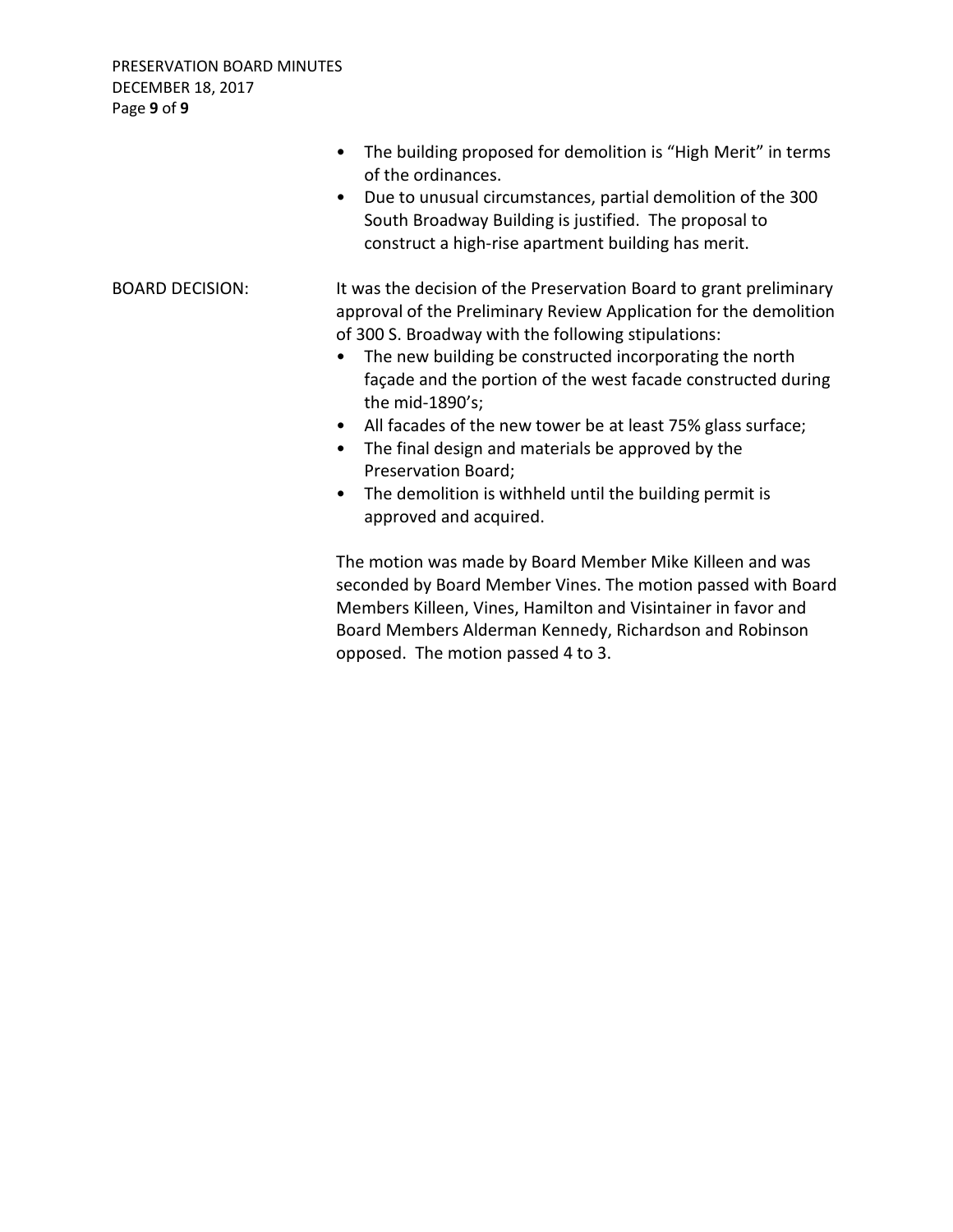- The building proposed for demolition is "High Merit" in terms of the ordinances.
- Due to unusual circumstances, partial demolition of the 300 South Broadway Building is justified. The proposal to construct a high-rise apartment building has merit.

BOARD DECISION: It was the decision of the Preservation Board to grant preliminary approval of the Preliminary Review Application for the demolition of 300 S. Broadway with the following stipulations:

- The new building be constructed incorporating the north façade and the portion of the west facade constructed during the mid-1890's;
- All facades of the new tower be at least 75% glass surface;
- The final design and materials be approved by the Preservation Board;
- The demolition is withheld until the building permit is approved and acquired.

The motion was made by Board Member Mike Killeen and was seconded by Board Member Vines. The motion passed with Board Members Killeen, Vines, Hamilton and Visintainer in favor and Board Members Alderman Kennedy, Richardson and Robinson opposed. The motion passed 4 to 3.